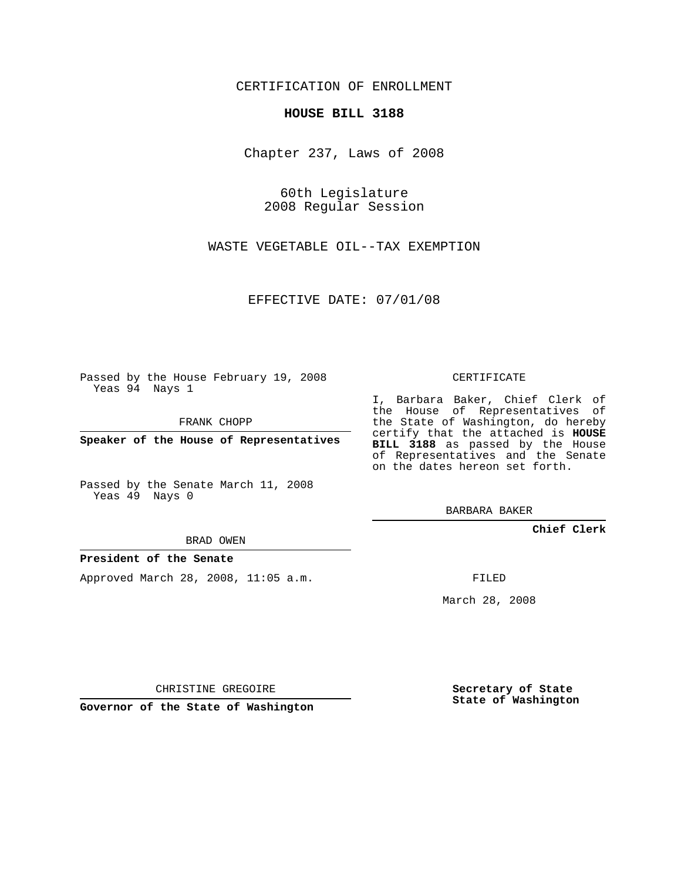CERTIFICATION OF ENROLLMENT

# HOUSE BILL 3188

Chapter 237, Laws of 2008

60th Legislature
2008 Regular Session

WASTE VEGETABLE OIL--TAX EXEMPTION

EFFECTIVE DATE: 07/01/08

Passed by the House February 19, 2008
Yeas 94 Nays 1

FRANK CHOPP

**Speaker of the House of Representatives**

Passed by the Senate March 11, 2008
Yeas 49 Nays 0

BRAD OWEN

**President of the Senate**

Approved March 28, 2008, 11:05 a.m.

CHRISTINE GREGOIRE

**Governor of the State of Washington**

CERTIFICATE

I, Barbara Baker, Chief Clerk of the House of Representatives of the State of Washington, do hereby certify that the attached is **HOUSE BILL 3188** as passed by the House of Representatives and the Senate on the dates hereon set forth.

BARBARA BAKER

**Chief Clerk**

FILED

March 28, 2008

**Secretary of State**
**State of Washington**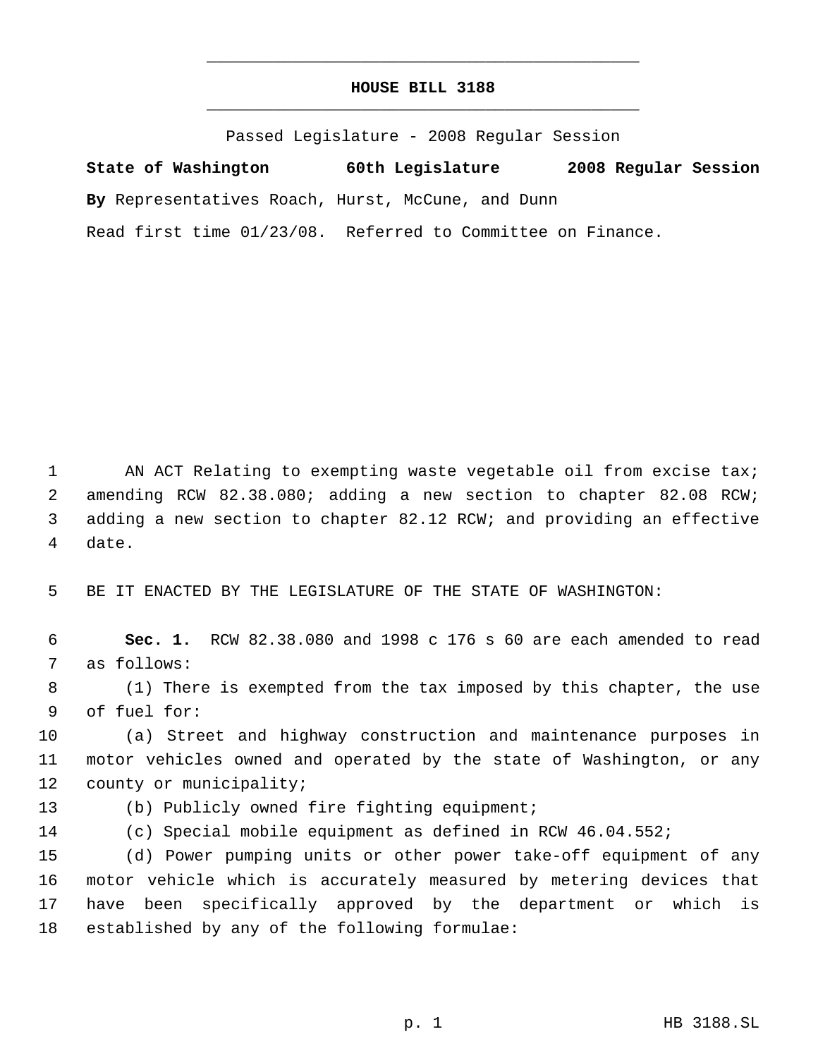# HOUSE BILL 3188

Passed Legislature - 2008 Regular Session

**State of Washington 60th Legislature 2008 Regular Session**

**By** Representatives Roach, Hurst, McCune, and Dunn

Read first time 01/23/08. Referred to Committee on Finance.

AN ACT Relating to exempting waste vegetable oil from excise tax; amending RCW 82.38.080; adding a new section to chapter 82.08 RCW; adding a new section to chapter 82.12 RCW; and providing an effective date.

BE IT ENACTED BY THE LEGISLATURE OF THE STATE OF WASHINGTON:

**Sec. 1.** RCW 82.38.080 and 1998 c 176 s 60 are each amended to read as follows:

(1) There is exempted from the tax imposed by this chapter, the use of fuel for:

(a) Street and highway construction and maintenance purposes in motor vehicles owned and operated by the state of Washington, or any county or municipality;

(b) Publicly owned fire fighting equipment;

(c) Special mobile equipment as defined in RCW 46.04.552;

(d) Power pumping units or other power take-off equipment of any motor vehicle which is accurately measured by metering devices that have been specifically approved by the department or which is established by any of the following formulae: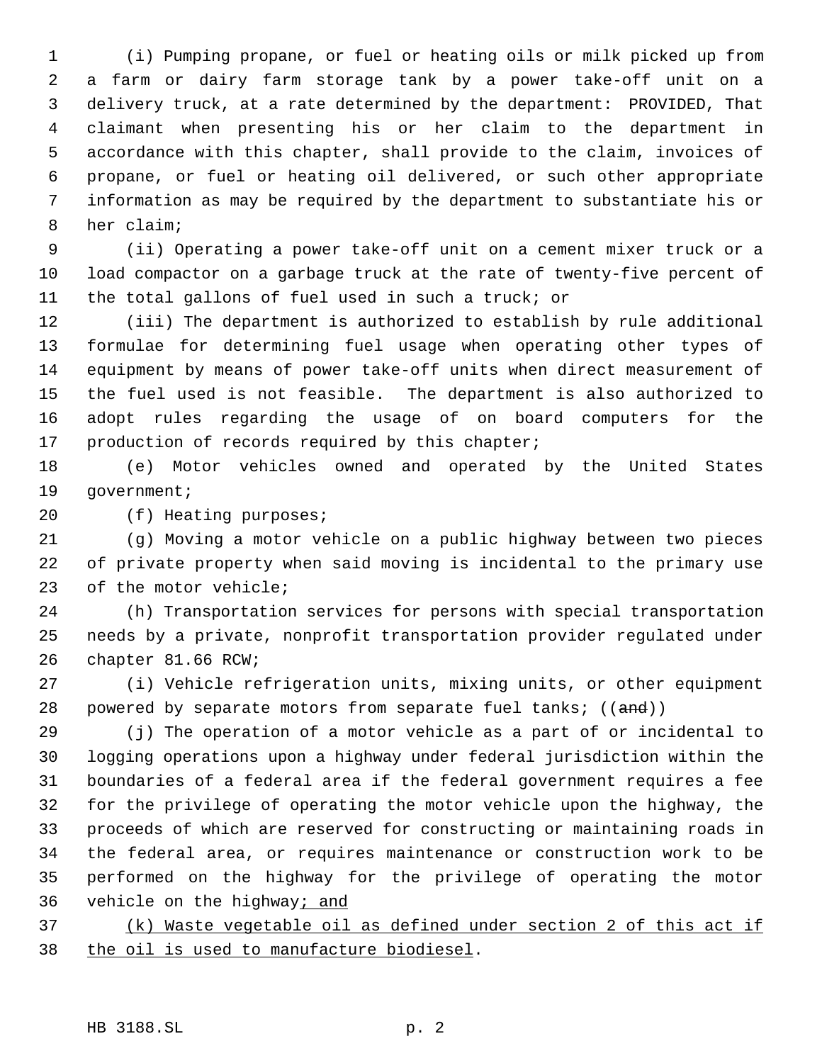(i) Pumping propane, or fuel or heating oils or milk picked up from a farm or dairy farm storage tank by a power take-off unit on a delivery truck, at a rate determined by the department: PROVIDED, That claimant when presenting his or her claim to the department in accordance with this chapter, shall provide to the claim, invoices of propane, or fuel or heating oil delivered, or such other appropriate information as may be required by the department to substantiate his or her claim;

(ii) Operating a power take-off unit on a cement mixer truck or a load compactor on a garbage truck at the rate of twenty-five percent of the total gallons of fuel used in such a truck; or

(iii) The department is authorized to establish by rule additional formulae for determining fuel usage when operating other types of equipment by means of power take-off units when direct measurement of the fuel used is not feasible. The department is also authorized to adopt rules regarding the usage of on board computers for the production of records required by this chapter;

(e) Motor vehicles owned and operated by the United States government;

(f) Heating purposes;

(g) Moving a motor vehicle on a public highway between two pieces of private property when said moving is incidental to the primary use of the motor vehicle;

(h) Transportation services for persons with special transportation needs by a private, nonprofit transportation provider regulated under chapter 81.66 RCW;

(i) Vehicle refrigeration units, mixing units, or other equipment powered by separate motors from separate fuel tanks; ((~~and~~))

(j) The operation of a motor vehicle as a part of or incidental to logging operations upon a highway under federal jurisdiction within the boundaries of a federal area if the federal government requires a fee for the privilege of operating the motor vehicle upon the highway, the proceeds of which are reserved for constructing or maintaining roads in the federal area, or requires maintenance or construction work to be performed on the highway for the privilege of operating the motor vehicle on the highway<u>; and</u>

<u>(k) Waste vegetable oil as defined under section 2 of this act if the oil is used to manufacture biodiesel</u>.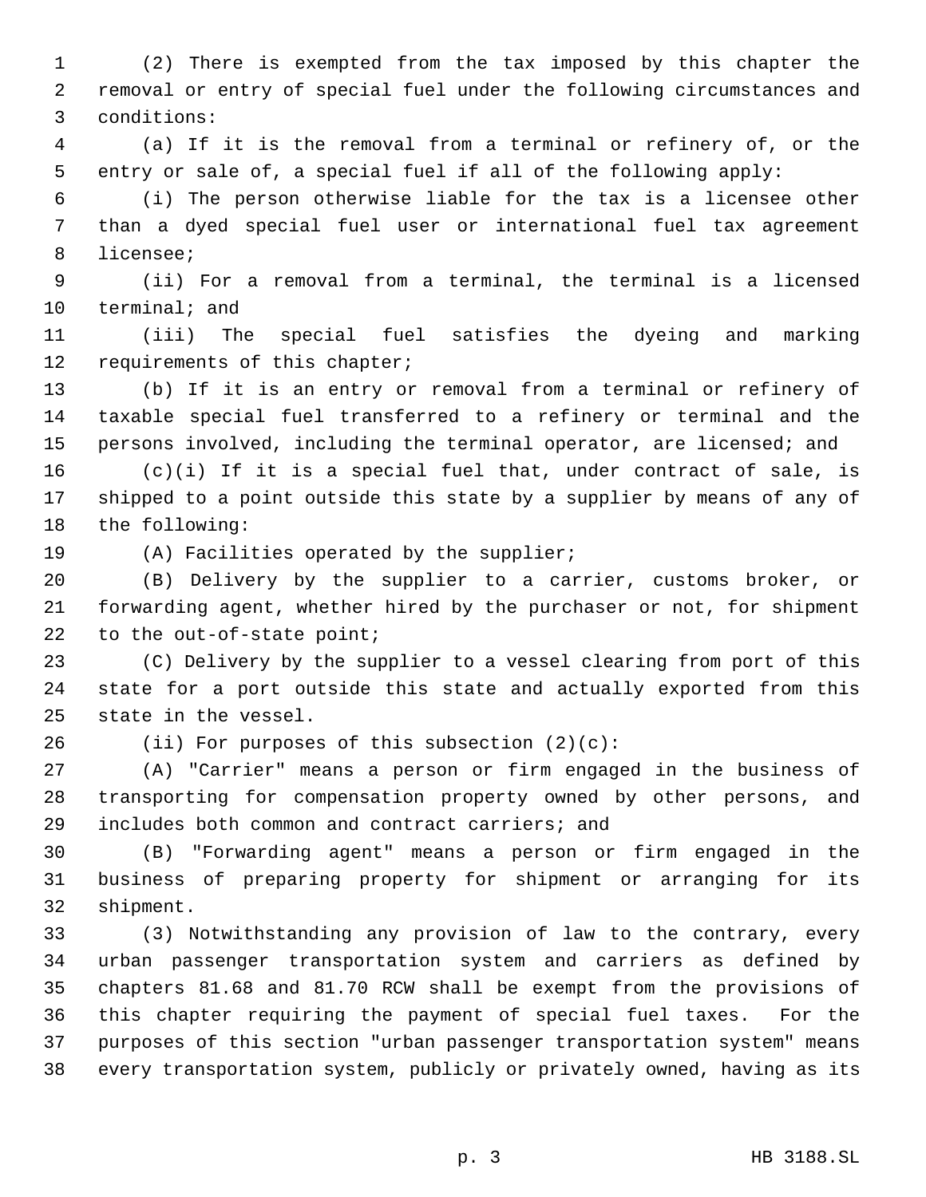(2) There is exempted from the tax imposed by this chapter the removal or entry of special fuel under the following circumstances and conditions:

(a) If it is the removal from a terminal or refinery of, or the entry or sale of, a special fuel if all of the following apply:

(i) The person otherwise liable for the tax is a licensee other than a dyed special fuel user or international fuel tax agreement licensee;

(ii) For a removal from a terminal, the terminal is a licensed terminal; and

(iii) The special fuel satisfies the dyeing and marking requirements of this chapter;

(b) If it is an entry or removal from a terminal or refinery of taxable special fuel transferred to a refinery or terminal and the persons involved, including the terminal operator, are licensed; and

(c)(i) If it is a special fuel that, under contract of sale, is shipped to a point outside this state by a supplier by means of any of the following:

(A) Facilities operated by the supplier;

(B) Delivery by the supplier to a carrier, customs broker, or forwarding agent, whether hired by the purchaser or not, for shipment to the out-of-state point;

(C) Delivery by the supplier to a vessel clearing from port of this state for a port outside this state and actually exported from this state in the vessel.

(ii) For purposes of this subsection (2)(c):

(A) "Carrier" means a person or firm engaged in the business of transporting for compensation property owned by other persons, and includes both common and contract carriers; and

(B) "Forwarding agent" means a person or firm engaged in the business of preparing property for shipment or arranging for its shipment.

(3) Notwithstanding any provision of law to the contrary, every urban passenger transportation system and carriers as defined by chapters 81.68 and 81.70 RCW shall be exempt from the provisions of this chapter requiring the payment of special fuel taxes. For the purposes of this section "urban passenger transportation system" means every transportation system, publicly or privately owned, having as its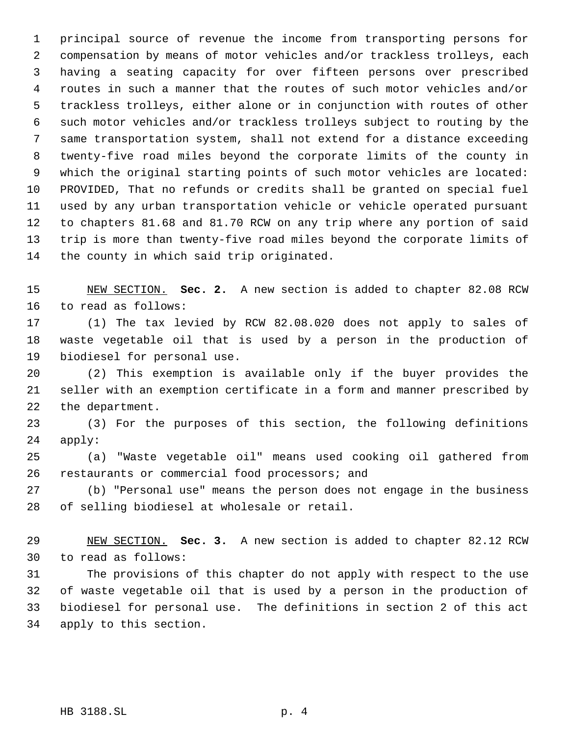principal source of revenue the income from transporting persons for compensation by means of motor vehicles and/or trackless trolleys, each having a seating capacity for over fifteen persons over prescribed routes in such a manner that the routes of such motor vehicles and/or trackless trolleys, either alone or in conjunction with routes of other such motor vehicles and/or trackless trolleys subject to routing by the same transportation system, shall not extend for a distance exceeding twenty-five road miles beyond the corporate limits of the county in which the original starting points of such motor vehicles are located: PROVIDED, That no refunds or credits shall be granted on special fuel used by any urban transportation vehicle or vehicle operated pursuant to chapters 81.68 and 81.70 RCW on any trip where any portion of said trip is more than twenty-five road miles beyond the corporate limits of the county in which said trip originated.

NEW SECTION. **Sec. 2.** A new section is added to chapter 82.08 RCW to read as follows:

(1) The tax levied by RCW 82.08.020 does not apply to sales of waste vegetable oil that is used by a person in the production of biodiesel for personal use.

(2) This exemption is available only if the buyer provides the seller with an exemption certificate in a form and manner prescribed by the department.

(3) For the purposes of this section, the following definitions apply:

(a) "Waste vegetable oil" means used cooking oil gathered from restaurants or commercial food processors; and

(b) "Personal use" means the person does not engage in the business of selling biodiesel at wholesale or retail.

NEW SECTION. **Sec. 3.** A new section is added to chapter 82.12 RCW to read as follows:

The provisions of this chapter do not apply with respect to the use of waste vegetable oil that is used by a person in the production of biodiesel for personal use. The definitions in section 2 of this act apply to this section.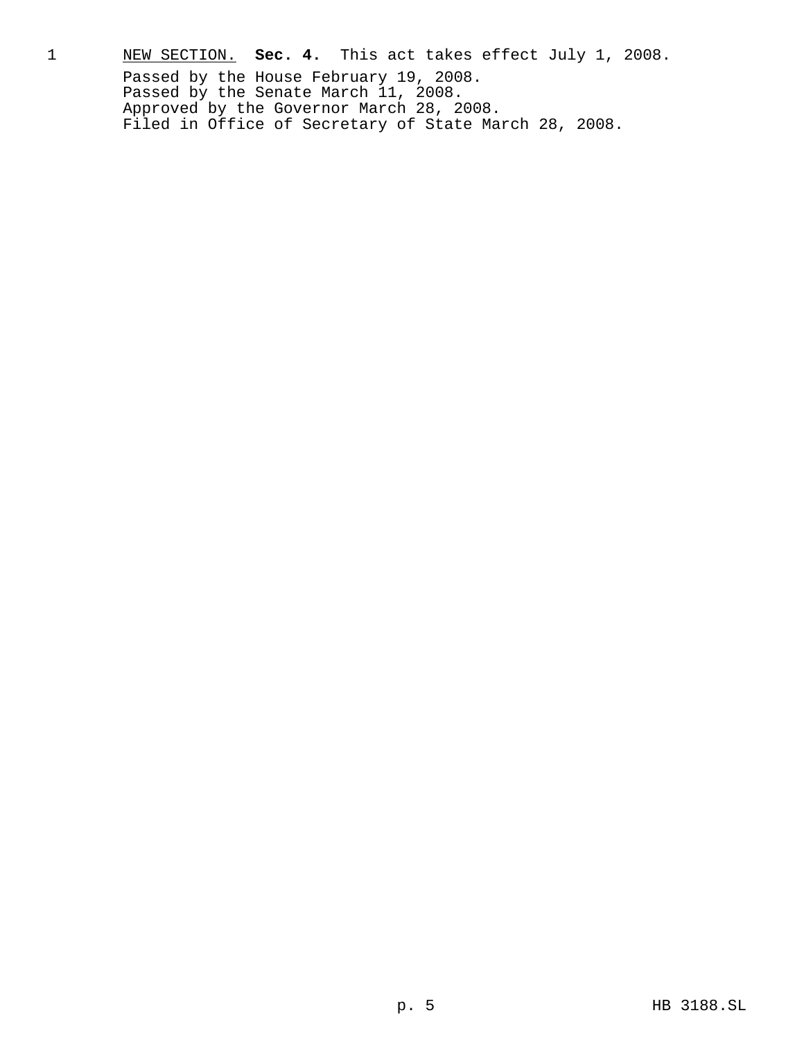NEW SECTION. **Sec. 4.** This act takes effect July 1, 2008.

Passed by the House February 19, 2008.
Passed by the Senate March 11, 2008.
Approved by the Governor March 28, 2008.
Filed in Office of Secretary of State March 28, 2008.